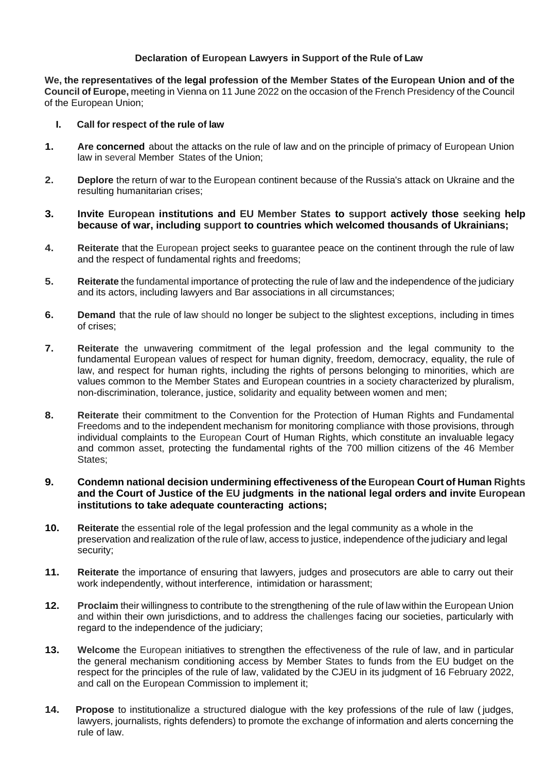**Declaration of European Lawyers in Support of the Rule of Law**

**We, the representatives of the legal profession of the Member States of the European Union and of the Council of Europe,** meeting in Vienna on 11 June 2022 on the occasion of the French Presidency of the Council of the European Union;

## I. Call for respect of the rule of law

1. **Are concerned** about the attacks on the rule of law and on the principle of primacy of European Union law in several Member States of the Union;

2. **Deplore** the return of war to the European continent because of the Russia's attack on Ukraine and the resulting humanitarian crises;

3. **Invite European institutions and EU Member States to support actively those seeking help because of war, including support to countries which welcomed thousands of Ukrainians;**

4. **Reiterate** that the European project seeks to guarantee peace on the continent through the rule of law and the respect of fundamental rights and freedoms;

5. **Reiterate** the fundamental importance of protecting the rule of law and the independence of the judiciary and its actors, including lawyers and Bar associations in all circumstances;

6. **Demand** that the rule of law should no longer be subject to the slightest exceptions, including in times of crises;

7. **Reiterate** the unwavering commitment of the legal profession and the legal community to the fundamental European values of respect for human dignity, freedom, democracy, equality, the rule of law, and respect for human rights, including the rights of persons belonging to minorities, which are values common to the Member States and European countries in a society characterized by pluralism, non-discrimination, tolerance, justice, solidarity and equality between women and men;

8. **Reiterate** their commitment to the Convention for the Protection of Human Rights and Fundamental Freedoms and to the independent mechanism for monitoring compliance with those provisions, through individual complaints to the European Court of Human Rights, which constitute an invaluable legacy and common asset, protecting the fundamental rights of the 700 million citizens of the 46 Member States;

9. **Condemn national decision undermining effectiveness of the European Court of Human Rights and the Court of Justice of the EU judgments in the national legal orders and invite European institutions to take adequate counteracting actions;**

10. **Reiterate** the essential role of the legal profession and the legal community as a whole in the preservation and realization of the rule of law, access to justice, independence of the judiciary and legal security;

11. **Reiterate** the importance of ensuring that lawyers, judges and prosecutors are able to carry out their work independently, without interference, intimidation or harassment;

12. **Proclaim** their willingness to contribute to the strengthening of the rule of law within the European Union and within their own jurisdictions, and to address the challenges facing our societies, particularly with regard to the independence of the judiciary;

13. **Welcome** the European initiatives to strengthen the effectiveness of the rule of law, and in particular the general mechanism conditioning access by Member States to funds from the EU budget on the respect for the principles of the rule of law, validated by the CJEU in its judgment of 16 February 2022, and call on the European Commission to implement it;

14. **Propose** to institutionalize a structured dialogue with the key professions of the rule of law ( judges, lawyers, journalists, rights defenders) to promote the exchange of information and alerts concerning the rule of law.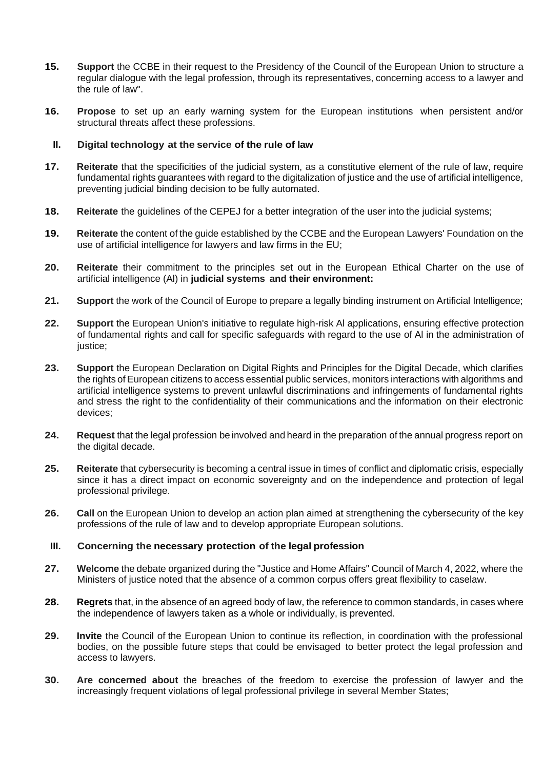**15.** **Support** the CCBE in their request to the Presidency of the Council of the European Union to structure a regular dialogue with the legal profession, through its representatives, concerning access to a lawyer and the rule of law".

**16.** **Propose** to set up an early warning system for the European institutions when persistent and/or structural threats affect these professions.

## II. Digital technology at the service of the rule of law

**17.** **Reiterate** that the specificities of the judicial system, as a constitutive element of the rule of law, require fundamental rights guarantees with regard to the digitalization of justice and the use of artificial intelligence, preventing judicial binding decision to be fully automated.

**18.** **Reiterate** the guidelines of the CEPEJ for a better integration of the user into the judicial systems;

**19.** **Reiterate** the content of the guide established by the CCBE and the European Lawyers' Foundation on the use of artificial intelligence for lawyers and law firms in the EU;

**20.** **Reiterate** their commitment to the principles set out in the European Ethical Charter on the use of artificial intelligence (Al) in **judicial systems and their environment:**

**21.** **Support** the work of the Council of Europe to prepare a legally binding instrument on Artificial Intelligence;

**22.** **Support** the European Union's initiative to regulate high-risk Al applications, ensuring effective protection of fundamental rights and call for specific safeguards with regard to the use of Al in the administration of justice;

**23.** **Support** the European Declaration on Digital Rights and Principles for the Digital Decade, which clarifies the rights of European citizens to access essential public services, monitors interactions with algorithms and artificial intelligence systems to prevent unlawful discriminations and infringements of fundamental rights and stress the right to the confidentiality of their communications and the information on their electronic devices;

**24.** **Request** that the legal profession be involved and heard in the preparation of the annual progress report on the digital decade.

**25.** **Reiterate** that cybersecurity is becoming a central issue in times of conflict and diplomatic crisis, especially since it has a direct impact on economic sovereignty and on the independence and protection of legal professional privilege.

**26.** **Call** on the European Union to develop an action plan aimed at strengthening the cybersecurity of the key professions of the rule of law and to develop appropriate European solutions.

## III. Concerning the necessary protection of the legal profession

**27.** **Welcome** the debate organized during the "Justice and Home Affairs" Council of March 4, 2022, where the Ministers of justice noted that the absence of a common corpus offers great flexibility to caselaw.

**28.** **Regrets** that, in the absence of an agreed body of law, the reference to common standards, in cases where the independence of lawyers taken as a whole or individually, is prevented.

**29.** **Invite** the Council of the European Union to continue its reflection, in coordination with the professional bodies, on the possible future steps that could be envisaged to better protect the legal profession and access to lawyers.

**30.** **Are concerned about** the breaches of the freedom to exercise the profession of lawyer and the increasingly frequent violations of legal professional privilege in several Member States;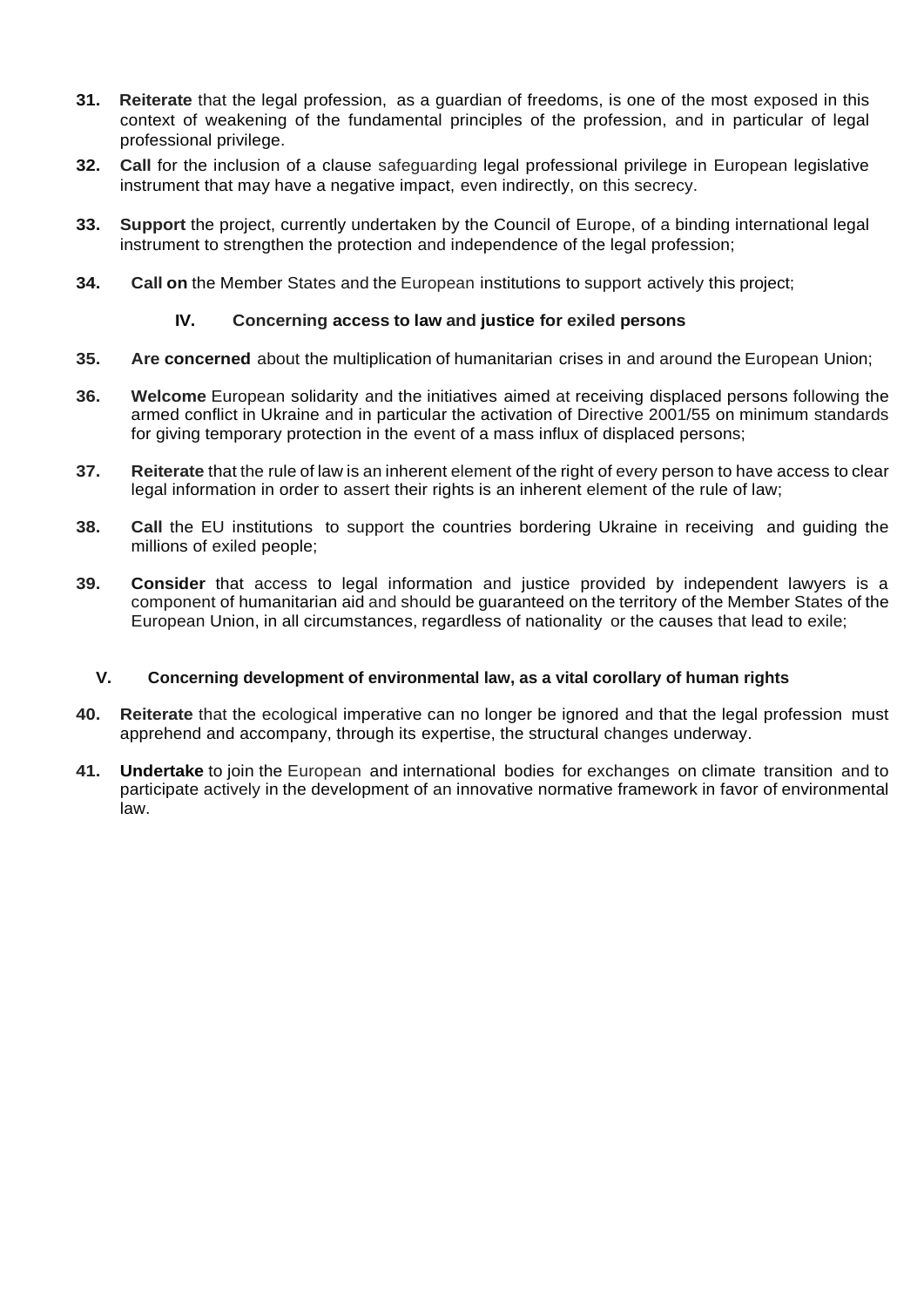**31.** **Reiterate** that the legal profession, as a guardian of freedoms, is one of the most exposed in this context of weakening of the fundamental principles of the profession, and in particular of legal professional privilege.

**32.** **Call** for the inclusion of a clause safeguarding legal professional privilege in European legislative instrument that may have a negative impact, even indirectly, on this secrecy.

**33.** **Support** the project, currently undertaken by the Council of Europe, of a binding international legal instrument to strengthen the protection and independence of the legal profession;

**34.** **Call on** the Member States and the European institutions to support actively this project;

### IV. Concerning access to law and justice for exiled persons

**35.** **Are concerned** about the multiplication of humanitarian crises in and around the European Union;

**36.** **Welcome** European solidarity and the initiatives aimed at receiving displaced persons following the armed conflict in Ukraine and in particular the activation of Directive 2001/55 on minimum standards for giving temporary protection in the event of a mass influx of displaced persons;

**37.** **Reiterate** that the rule of law is an inherent element of the right of every person to have access to clear legal information in order to assert their rights is an inherent element of the rule of law;

**38.** **Call** the EU institutions to support the countries bordering Ukraine in receiving and guiding the millions of exiled people;

**39.** **Consider** that access to legal information and justice provided by independent lawyers is a component of humanitarian aid and should be guaranteed on the territory of the Member States of the European Union, in all circumstances, regardless of nationality or the causes that lead to exile;

### V. Concerning development of environmental law, as a vital corollary of human rights

**40.** **Reiterate** that the ecological imperative can no longer be ignored and that the legal profession must apprehend and accompany, through its expertise, the structural changes underway.

**41.** **Undertake** to join the European and international bodies for exchanges on climate transition and to participate actively in the development of an innovative normative framework in favor of environmental law.